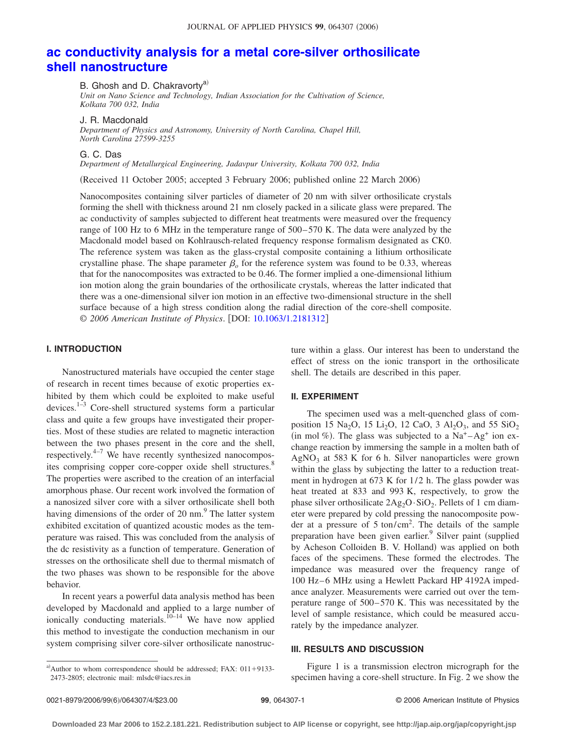# ac conductivity analysis for a metal core-silver orthosilicate shell nanostructure

B. Ghosh and D. Chakravorty[a]

*Unit on Nano Science and Technology, Indian Association for the Cultivation of Science, Kolkata 700 032, India*

J. R. Macdonald

*Department of Physics and Astronomy, University of North Carolina, Chapel Hill, North Carolina 27599-3255*

G. C. Das

*Department of Metallurgical Engineering, Jadavpur University, Kolkata 700 032, India*

(Received 11 October 2005; accepted 3 February 2006; published online 22 March 2006)

Nanocomposites containing silver particles of diameter of 20 nm with silver orthosilicate crystals forming the shell with thickness around 21 nm closely packed in a silicate glass were prepared. The ac conductivity of samples subjected to different heat treatments were measured over the frequency range of 100 Hz to 6 MHz in the temperature range of 500–570 K. The data were analyzed by the Macdonald model based on Kohlrausch-related frequency response formalism designated as CK0. The reference system was taken as the glass-crystal composite containing a lithium orthosilicate crystalline phase. The shape parameter $\beta_o$ for the reference system was found to be 0.33, whereas that for the nanocomposites was extracted to be 0.46. The former implied a one-dimensional lithium ion motion along the grain boundaries of the orthosilicate crystals, whereas the latter indicated that there was a one-dimensional silver ion motion in an effective two-dimensional structure in the shell surface because of a high stress condition along the radial direction of the core-shell composite. © *2006 American Institute of Physics*. [DOI: 10.1063/1.2181312]

## I. INTRODUCTION

Nanostructured materials have occupied the center stage of research in recent times because of exotic properties exhibited by them which could be exploited to make useful devices.[1–3] Core-shell structured systems form a particular class and quite a few groups have investigated their properties. Most of these studies are related to magnetic interaction between the two phases present in the core and the shell, respectively.[4–7] We have recently synthesized nanocomposites comprising copper core-copper oxide shell structures.[8] The properties were ascribed to the creation of an interfacial amorphous phase. Our recent work involved the formation of a nanosized silver core with a silver orthosilicate shell both having dimensions of the order of 20 nm.[9] The latter system exhibited excitation of quantized acoustic modes as the temperature was raised. This was concluded from the analysis of the dc resistivity as a function of temperature. Generation of stresses on the orthosilicate shell due to thermal mismatch of the two phases was shown to be responsible for the above behavior.

In recent years a powerful data analysis method has been developed by Macdonald and applied to a large number of ionically conducting materials.[10–14] We have now applied this method to investigate the conduction mechanism in our system comprising silver core-silver orthosilicate nanostructure within a glass. Our interest has been to understand the effect of stress on the ionic transport in the orthosilicate shell. The details are described in this paper.

## II. EXPERIMENT

The specimen used was a melt-quenched glass of composition 15 $Na_2O$, 15 $Li_2O$, 12 CaO, 3 $Al_2O_3$, and 55 $SiO_2$ (in mol %). The glass was subjected to a $Na^+$–$Ag^+$ ion exchange reaction by immersing the sample in a molten bath of $AgNO_3$ at 583 K for 6 h. Silver nanoparticles were grown within the glass by subjecting the latter to a reduction treatment in hydrogen at 673 K for 1/2 h. The glass powder was heat treated at 833 and 993 K, respectively, to grow the phase silver orthosilicate $2Ag_2O \cdot SiO_2$. Pellets of 1 cm diameter were prepared by cold pressing the nanocomposite powder at a pressure of 5 ton/cm$^2$. The details of the sample preparation have been given earlier.[9] Silver paint (supplied by Acheson Colloiden B. V. Holland) was applied on both faces of the specimens. These formed the electrodes. The impedance was measured over the frequency range of 100 Hz–6 MHz using a Hewlett Packard HP 4192A impedance analyzer. Measurements were carried out over the temperature range of 500–570 K. This was necessitated by the level of sample resistance, which could be measured accurately by the impedance analyzer.

## III. RESULTS AND DISCUSSION

Figure 1 is a transmission electron micrograph for the specimen having a core-shell structure. In Fig. 2 we show the

[a]Author to whom correspondence should be addressed; FAX: 011+9133-2473-2805; electronic mail: mlsdc@iacs.res.in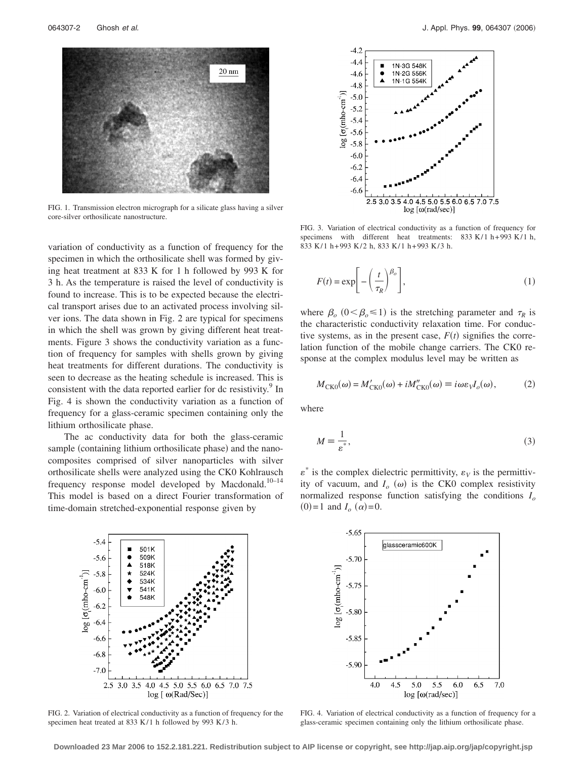FIG. 1. Transmission electron micrograph for a silicate glass having a silver core-silver orthosilicate nanostructure.

variation of conductivity as a function of frequency for the specimen in which the orthosilicate shell was formed by giving heat treatment at 833 K for 1 h followed by 993 K for 3 h. As the temperature is raised the level of conductivity is found to increase. This is to be expected because the electrical transport arises due to an activated process involving silver ions. The data shown in Fig. 2 are typical for specimens in which the shell was grown by giving different heat treatments. Figure 3 shows the conductivity variation as a function of frequency for samples with shells grown by giving heat treatments for different durations. The conductivity is seen to decrease as the heating schedule is increased. This is consistent with the data reported earlier for dc resistivity.[9] In Fig. 4 is shown the conductivity variation as a function of frequency for a glass-ceramic specimen containing only the lithium orthosilicate phase.

The ac conductivity data for both the glass-ceramic sample (containing lithium orthosilicate phase) and the nanocomposites comprised of silver nanoparticles with silver orthosilicate shells were analyzed using the CK0 Kohlrausch frequency response model developed by Macdonald.[10–14] This model is based on a direct Fourier transformation of time-domain stretched-exponential response given by

FIG. 3. Variation of electrical conductivity as a function of frequency for specimens with different heat treatments: 833 K/1 h+993 K/1 h, 833 K/1 h+993 K/2 h, 833 K/1 h+993 K/3 h.

$$F(t) = \exp\left[-\left(\frac{t}{\tau_R}\right)^{\beta_o}\right], \tag{1}$$

where $\beta_o$ $(0<\beta_o\leqslant 1)$ is the stretching parameter and $\tau_R$ is the characteristic conductivity relaxation time. For conductive systems, as in the present case, $F(t)$ signifies the correlation function of the mobile change carriers. The CK0 response at the complex modulus level may be written as

$$M_{\mathrm{CK0}}(\omega) = M'_{\mathrm{CK0}}(\omega) + iM''_{\mathrm{CK0}}(\omega) \equiv i\omega\varepsilon_V I_o(\omega), \tag{2}$$

where

$$M \equiv \frac{1}{\varepsilon^*}, \tag{3}$$

$\varepsilon^*$ is the complex dielectric permittivity, $\varepsilon_V$ is the permittivity of vacuum, and $I_o$ $(\omega)$ is the CK0 complex resistivity normalized response function satisfying the conditions $I_o$ $(0)=1$ and $I_o$ $(\alpha)=0$.

FIG. 2. Variation of electrical conductivity as a function of frequency for the specimen heat treated at 833 K/1 h followed by 993 K/3 h.

FIG. 4. Variation of electrical conductivity as a function of frequency for a glass-ceramic specimen containing only the lithium orthosilicate phase.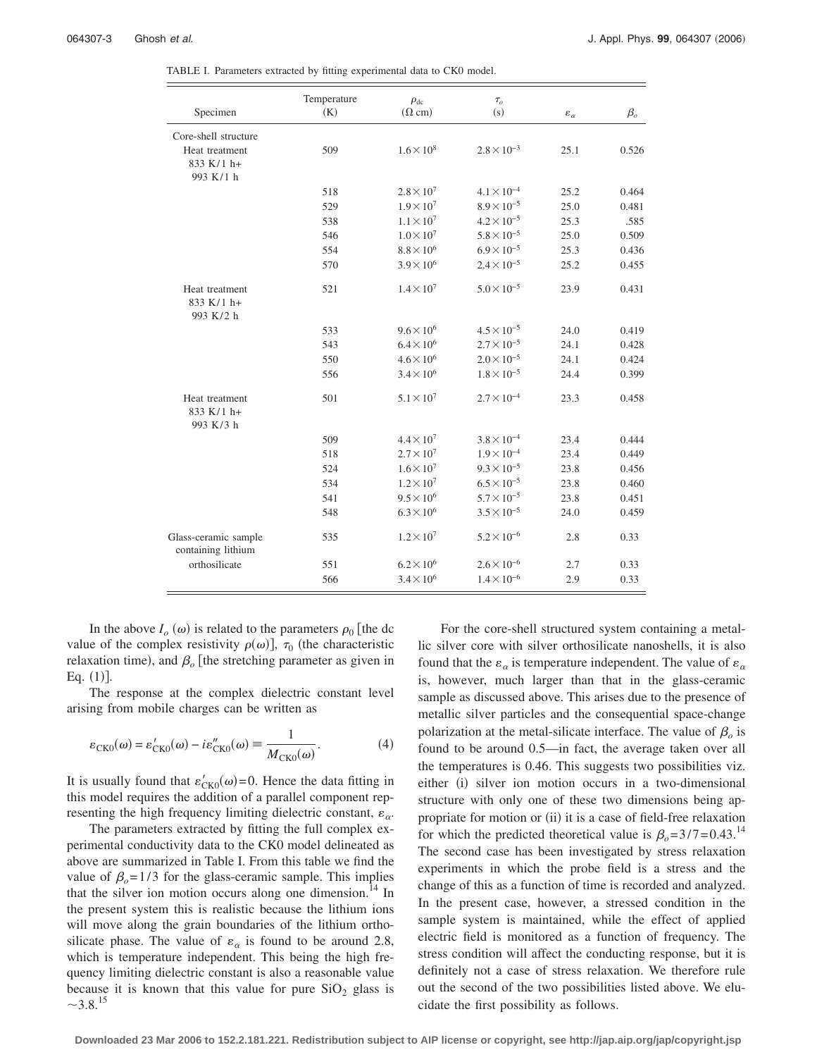TABLE I. Parameters extracted by fitting experimental data to CK0 model.

| Specimen | Temperature (K) | $\rho_{dc}$ ($\Omega$ cm) | $\tau_o$ (s) | $\varepsilon_\alpha$ | $\beta_o$ |
|---|---|---|---|---|---|
| Core-shell structure Heat treatment 833 K/1 h+ 993 K/1 h | 509 | $1.6\times10^8$ | $2.8\times10^{-3}$ | 25.1 | 0.526 |
| | 518 | $2.8\times10^7$ | $4.1\times10^{-4}$ | 25.2 | 0.464 |
| | 529 | $1.9\times10^7$ | $8.9\times10^{-5}$ | 25.0 | 0.481 |
| | 538 | $1.1\times10^7$ | $4.2\times10^{-5}$ | 25.3 | .585 |
| | 546 | $1.0\times10^7$ | $5.8\times10^{-5}$ | 25.0 | 0.509 |
| | 554 | $8.8\times10^6$ | $6.9\times10^{-5}$ | 25.3 | 0.436 |
| | 570 | $3.9\times10^6$ | $2.4\times10^{-5}$ | 25.2 | 0.455 |
| Heat treatment 833 K/1 h+ 993 K/2 h | 521 | $1.4\times10^7$ | $5.0\times10^{-5}$ | 23.9 | 0.431 |
| | 533 | $9.6\times10^6$ | $4.5\times10^{-5}$ | 24.0 | 0.419 |
| | 543 | $6.4\times10^6$ | $2.7\times10^{-5}$ | 24.1 | 0.428 |
| | 550 | $4.6\times10^6$ | $2.0\times10^{-5}$ | 24.1 | 0.424 |
| | 556 | $3.4\times10^6$ | $1.8\times10^{-5}$ | 24.4 | 0.399 |
| Heat treatment 833 K/1 h+ 993 K/3 h | 501 | $5.1\times10^7$ | $2.7\times10^{-4}$ | 23.3 | 0.458 |
| | 509 | $4.4\times10^7$ | $3.8\times10^{-4}$ | 23.4 | 0.444 |
| | 518 | $2.7\times10^7$ | $1.9\times10^{-4}$ | 23.4 | 0.449 |
| | 524 | $1.6\times10^7$ | $9.3\times10^{-5}$ | 23.8 | 0.456 |
| | 534 | $1.2\times10^7$ | $6.5\times10^{-5}$ | 23.8 | 0.460 |
| | 541 | $9.5\times10^6$ | $5.7\times10^{-5}$ | 23.8 | 0.451 |
| | 548 | $6.3\times10^6$ | $3.5\times10^{-5}$ | 24.0 | 0.459 |
| Glass-ceramic sample containing lithium orthosilicate | 535 | $1.2\times10^7$ | $5.2\times10^{-6}$ | 2.8 | 0.33 |
| | 551 | $6.2\times10^6$ | $2.6\times10^{-6}$ | 2.7 | 0.33 |
| | 566 | $3.4\times10^6$ | $1.4\times10^{-6}$ | 2.9 | 0.33 |

In the above $I_o(\omega)$ is related to the parameters $\rho_0$ [the dc value of the complex resistivity $\rho(\omega)$], $\tau_0$ (the characteristic relaxation time), and $\beta_o$ [the stretching parameter as given in Eq. (1)].

The response at the complex dielectric constant level arising from mobile charges can be written as

$$\varepsilon_{\mathrm{CK0}}(\omega) = \varepsilon'_{\mathrm{CK0}}(\omega) - i\varepsilon''_{\mathrm{CK0}}(\omega) \equiv \frac{1}{M_{\mathrm{CK0}}(\omega)}. \quad (4)$$

It is usually found that $\varepsilon'_{\mathrm{CK0}}(\omega)=0$. Hence the data fitting in this model requires the addition of a parallel component representing the high frequency limiting dielectric constant, $\varepsilon_\alpha$.

The parameters extracted by fitting the full complex experimental conductivity data to the CK0 model delineated as above are summarized in Table I. From this table we find the value of $\beta_o=1/3$ for the glass-ceramic sample. This implies that the silver ion motion occurs along one dimension.[14] In the present system this is realistic because the lithium ions will move along the grain boundaries of the lithium orthosilicate phase. The value of $\varepsilon_\alpha$ is found to be around 2.8, which is temperature independent. This being the high frequency limiting dielectric constant is also a reasonable value because it is known that this value for pure $SiO_2$ glass is $\sim 3.8$.[15]

For the core-shell structured system containing a metallic silver core with silver orthosilicate nanoshells, it is also found that the $\varepsilon_\alpha$ is temperature independent. The value of $\varepsilon_\alpha$ is, however, much larger than that in the glass-ceramic sample as discussed above. This arises due to the presence of metallic silver particles and the consequential space-change polarization at the metal-silicate interface. The value of $\beta_o$ is found to be around 0.5—in fact, the average taken over all the temperatures is 0.46. This suggests two possibilities viz. either (i) silver ion motion occurs in a two-dimensional structure with only one of these two dimensions being appropriate for motion or (ii) it is a case of field-free relaxation for which the predicted theoretical value is $\beta_o=3/7=0.43$.[14] The second case has been investigated by stress relaxation experiments in which the probe field is a stress and the change of this as a function of time is recorded and analyzed. In the present case, however, a stressed condition in the sample system is maintained, while the effect of applied electric field is monitored as a function of frequency. The stress condition will affect the conducting response, but it is definitely not a case of stress relaxation. We therefore rule out the second of the two possibilities listed above. We elucidate the first possibility as follows.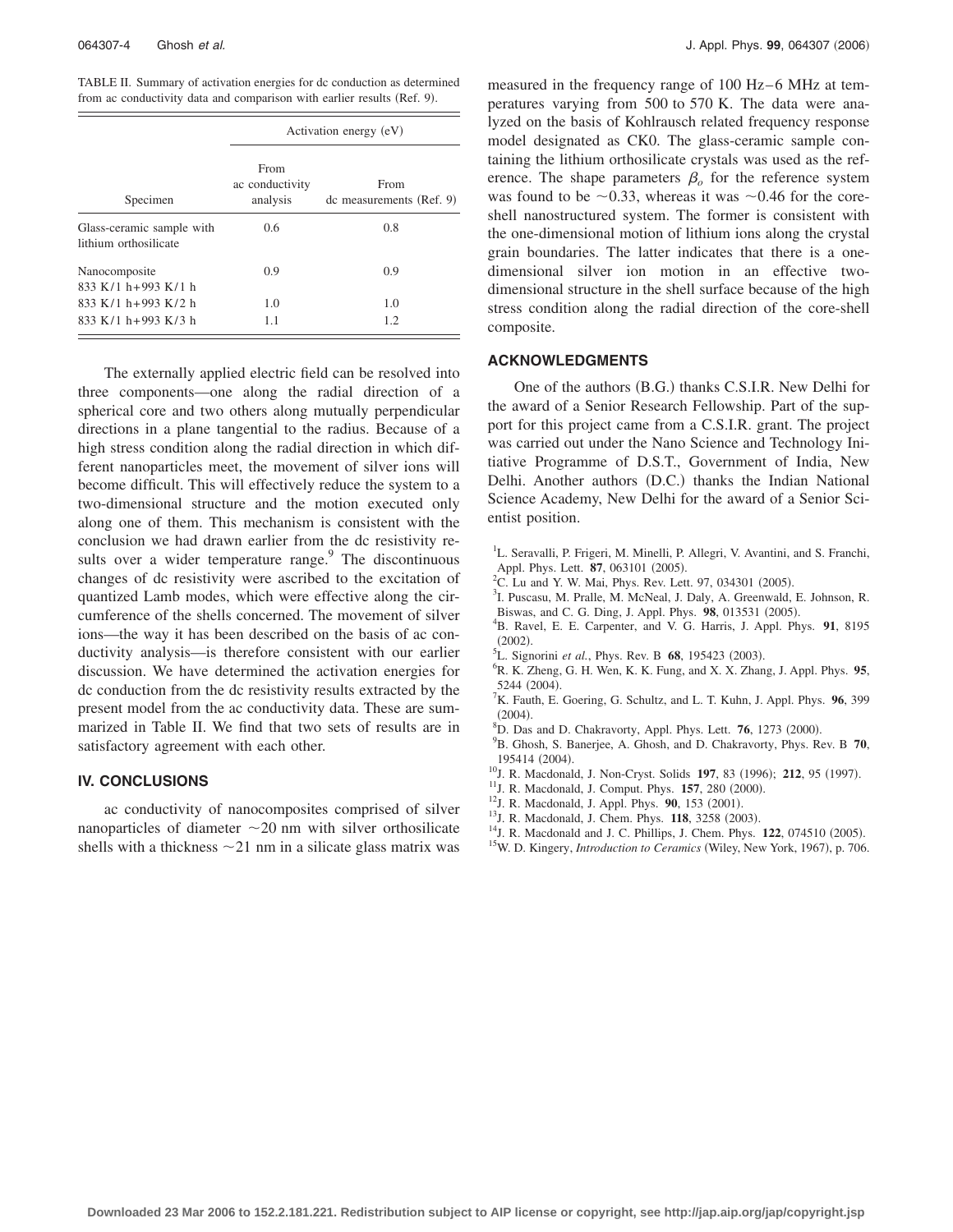TABLE II. Summary of activation energies for dc conduction as determined from ac conductivity data and comparison with earlier results (Ref. 9).

| Specimen | Activation energy (eV) | |
|---|---|---|
| | From ac conductivity analysis | From dc measurements (Ref. 9) |
| Glass-ceramic sample with lithium orthosilicate | 0.6 | 0.8 |
| Nanocomposite 833 K/1 h+993 K/1 h | 0.9 | 0.9 |
| 833 K/1 h+993 K/2 h | 1.0 | 1.0 |
| 833 K/1 h+993 K/3 h | 1.1 | 1.2 |

The externally applied electric field can be resolved into three components—one along the radial direction of a spherical core and two others along mutually perpendicular directions in a plane tangential to the radius. Because of a high stress condition along the radial direction in which different nanoparticles meet, the movement of silver ions will become difficult. This will effectively reduce the system to a two-dimensional structure and the motion executed only along one of them. This mechanism is consistent with the conclusion we had drawn earlier from the dc resistivity results over a wider temperature range.[9] The discontinuous changes of dc resistivity were ascribed to the excitation of quantized Lamb modes, which were effective along the circumference of the shells concerned. The movement of silver ions—the way it has been described on the basis of ac conductivity analysis—is therefore consistent with our earlier discussion. We have determined the activation energies for dc conduction from the dc resistivity results extracted by the present model from the ac conductivity data. These are summarized in Table II. We find that two sets of results are in satisfactory agreement with each other.

## IV. CONCLUSIONS

ac conductivity of nanocomposites comprised of silver nanoparticles of diameter ~20 nm with silver orthosilicate shells with a thickness ~21 nm in a silicate glass matrix was measured in the frequency range of 100 Hz–6 MHz at temperatures varying from 500 to 570 K. The data were analyzed on the basis of Kohlrausch related frequency response model designated as CK0. The glass-ceramic sample containing the lithium orthosilicate crystals was used as the reference. The shape parameters $\beta_o$ for the reference system was found to be ~0.33, whereas it was ~0.46 for the core-shell nanostructured system. The former is consistent with the one-dimensional motion of lithium ions along the crystal grain boundaries. The latter indicates that there is a one-dimensional silver ion motion in an effective two-dimensional structure in the shell surface because of the high stress condition along the radial direction of the core-shell composite.

## ACKNOWLEDGMENTS

One of the authors (B.G.) thanks C.S.I.R. New Delhi for the award of a Senior Research Fellowship. Part of the support for this project came from a C.S.I.R. grant. The project was carried out under the Nano Science and Technology Initiative Programme of D.S.T., Government of India, New Delhi. Another authors (D.C.) thanks the Indian National Science Academy, New Delhi for the award of a Senior Scientist position.

[1] L. Seravalli, P. Frigeri, M. Minelli, P. Allegri, V. Avantini, and S. Franchi, Appl. Phys. Lett. **87**, 063101 (2005).
[2] C. Lu and Y. W. Mai, Phys. Rev. Lett. 97, 034301 (2005).
[3] I. Puscasu, M. Pralle, M. McNeal, J. Daly, A. Greenwald, E. Johnson, R. Biswas, and C. G. Ding, J. Appl. Phys. **98**, 013531 (2005).
[4] B. Ravel, E. E. Carpenter, and V. G. Harris, J. Appl. Phys. **91**, 8195 (2002).
[5] L. Signorini *et al.*, Phys. Rev. B **68**, 195423 (2003).
[6] R. K. Zheng, G. H. Wen, K. K. Fung, and X. X. Zhang, J. Appl. Phys. **95**, 5244 (2004).
[7] K. Fauth, E. Goering, G. Schultz, and L. T. Kuhn, J. Appl. Phys. **96**, 399 (2004).
[8] D. Das and D. Chakravorty, Appl. Phys. Lett. **76**, 1273 (2000).
[9] B. Ghosh, S. Banerjee, A. Ghosh, and D. Chakravorty, Phys. Rev. B **70**, 195414 (2004).
[10] J. R. Macdonald, J. Non-Cryst. Solids **197**, 83 (1996); **212**, 95 (1997).
[11] J. R. Macdonald, J. Comput. Phys. **157**, 280 (2000).
[12] J. R. Macdonald, J. Appl. Phys. **90**, 153 (2001).
[13] J. R. Macdonald, J. Chem. Phys. **118**, 3258 (2003).
[14] J. R. Macdonald and J. C. Phillips, J. Chem. Phys. **122**, 074510 (2005).
[15] W. D. Kingery, *Introduction to Ceramics* (Wiley, New York, 1967), p. 706.